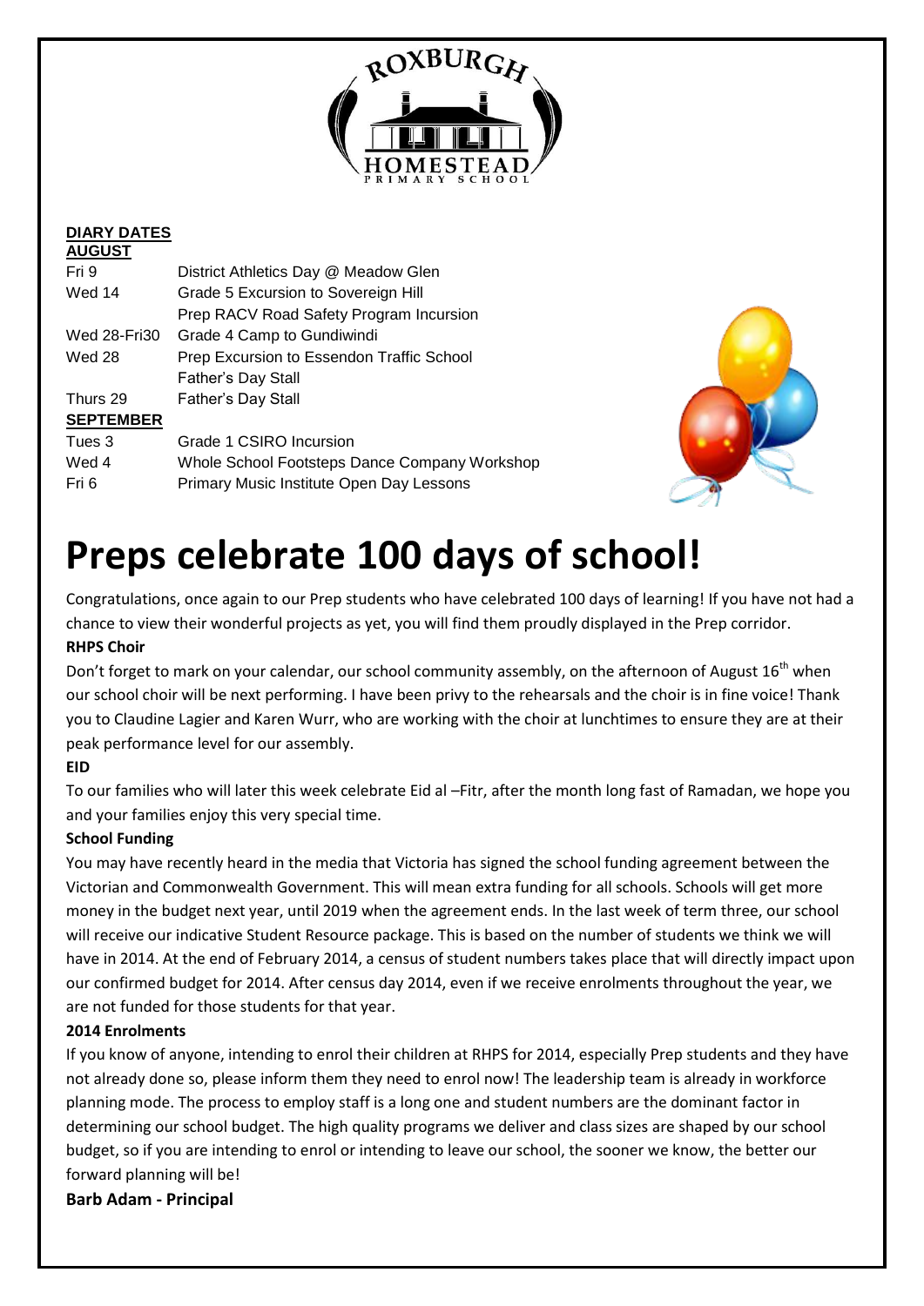**DIARY DATES**

**AUGUST**

| | |
|---|---|
| Fri 9 | District Athletics Day @ Meadow Glen |
| Wed 14 | Grade 5 Excursion to Sovereign Hill |
| | Prep RACV Road Safety Program Incursion |
| Wed 28-Fri30 | Grade 4 Camp to Gundiwindi |
| Wed 28 | Prep Excursion to Essendon Traffic School |
| | Father's Day Stall |
| Thurs 29 | Father's Day Stall |

**SEPTEMBER**

| | |
|---|---|
| Tues 3 | Grade 1 CSIRO Incursion |
| Wed 4 | Whole School Footsteps Dance Company Workshop |
| Fri 6 | Primary Music Institute Open Day Lessons |

# Preps celebrate 100 days of school!

Congratulations, once again to our Prep students who have celebrated 100 days of learning! If you have not had a chance to view their wonderful projects as yet, you will find them proudly displayed in the Prep corridor.

**RHPS Choir**

Don't forget to mark on your calendar, our school community assembly, on the afternoon of August 16th when our school choir will be next performing. I have been privy to the rehearsals and the choir is in fine voice! Thank you to Claudine Lagier and Karen Wurr, who are working with the choir at lunchtimes to ensure they are at their peak performance level for our assembly.

**EID**

To our families who will later this week celebrate Eid al –Fitr, after the month long fast of Ramadan, we hope you and your families enjoy this very special time.

**School Funding**

You may have recently heard in the media that Victoria has signed the school funding agreement between the Victorian and Commonwealth Government. This will mean extra funding for all schools. Schools will get more money in the budget next year, until 2019 when the agreement ends. In the last week of term three, our school will receive our indicative Student Resource package. This is based on the number of students we think we will have in 2014. At the end of February 2014, a census of student numbers takes place that will directly impact upon our confirmed budget for 2014. After census day 2014, even if we receive enrolments throughout the year, we are not funded for those students for that year.

**2014 Enrolments**

If you know of anyone, intending to enrol their children at RHPS for 2014, especially Prep students and they have not already done so, please inform them they need to enrol now! The leadership team is already in workforce planning mode. The process to employ staff is a long one and student numbers are the dominant factor in determining our school budget. The high quality programs we deliver and class sizes are shaped by our school budget, so if you are intending to enrol or intending to leave our school, the sooner we know, the better our forward planning will be!

**Barb Adam - Principal**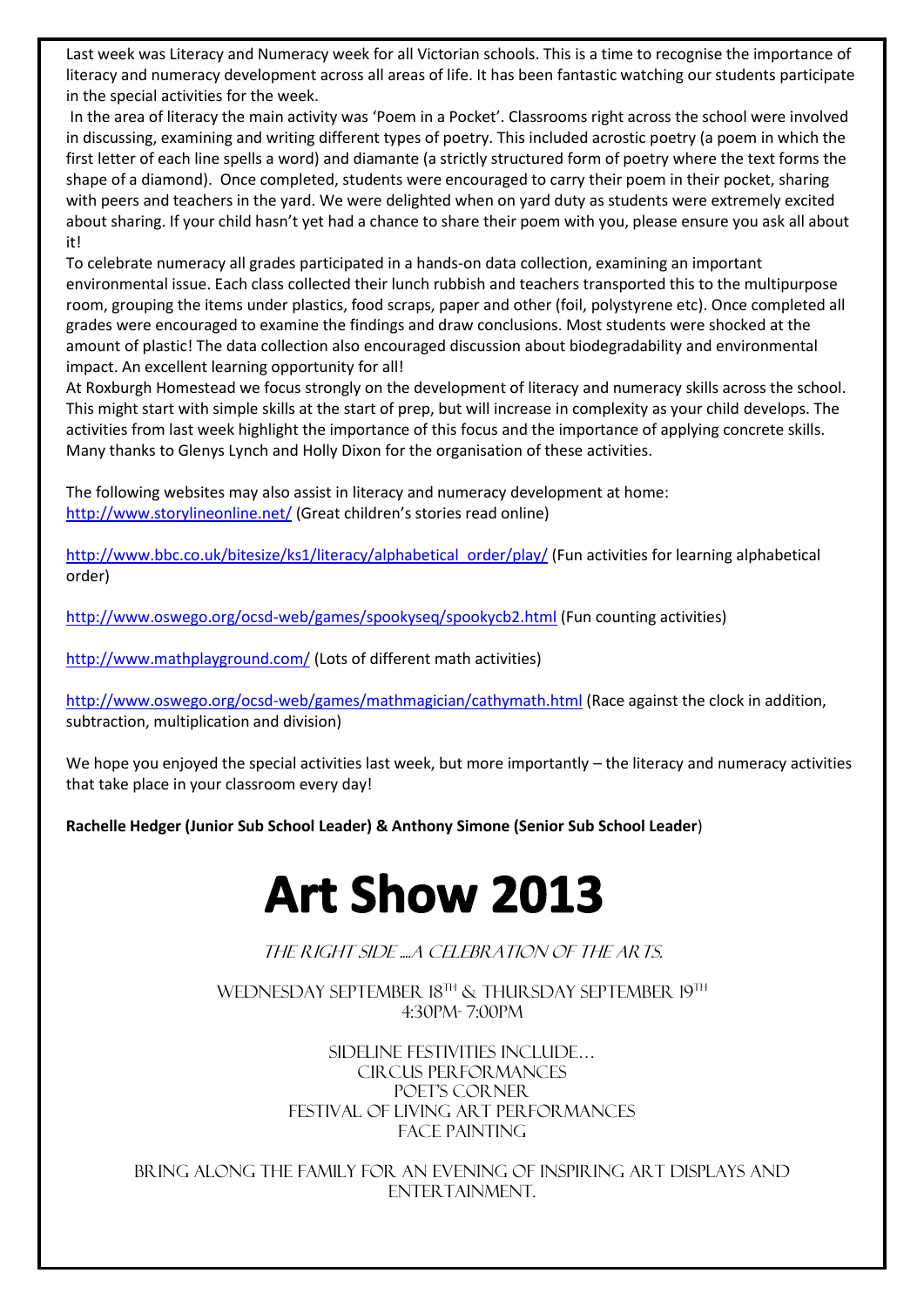Last week was Literacy and Numeracy week for all Victorian schools. This is a time to recognise the importance of literacy and numeracy development across all areas of life. It has been fantastic watching our students participate in the special activities for the week.

In the area of literacy the main activity was 'Poem in a Pocket'. Classrooms right across the school were involved in discussing, examining and writing different types of poetry. This included acrostic poetry (a poem in which the first letter of each line spells a word) and diamante (a strictly structured form of poetry where the text forms the shape of a diamond). Once completed, students were encouraged to carry their poem in their pocket, sharing with peers and teachers in the yard. We were delighted when on yard duty as students were extremely excited about sharing. If your child hasn't yet had a chance to share their poem with you, please ensure you ask all about it!

To celebrate numeracy all grades participated in a hands-on data collection, examining an important environmental issue. Each class collected their lunch rubbish and teachers transported this to the multipurpose room, grouping the items under plastics, food scraps, paper and other (foil, polystyrene etc). Once completed all grades were encouraged to examine the findings and draw conclusions. Most students were shocked at the amount of plastic! The data collection also encouraged discussion about biodegradability and environmental impact. An excellent learning opportunity for all!

At Roxburgh Homestead we focus strongly on the development of literacy and numeracy skills across the school. This might start with simple skills at the start of prep, but will increase in complexity as your child develops. The activities from last week highlight the importance of this focus and the importance of applying concrete skills. Many thanks to Glenys Lynch and Holly Dixon for the organisation of these activities.

The following websites may also assist in literacy and numeracy development at home:
http://www.storylineonline.net/ (Great children's stories read online)

http://www.bbc.co.uk/bitesize/ks1/literacy/alphabetical_order/play/ (Fun activities for learning alphabetical order)

http://www.oswego.org/ocsd-web/games/spookyseq/spookycb2.html (Fun counting activities)

http://www.mathplayground.com/ (Lots of different math activities)

http://www.oswego.org/ocsd-web/games/mathmagician/cathymath.html (Race against the clock in addition, subtraction, multiplication and division)

We hope you enjoyed the special activities last week, but more importantly – the literacy and numeracy activities that take place in your classroom every day!

**Rachelle Hedger (Junior Sub School Leader) & Anthony Simone (Senior Sub School Leader**)

# Art Show 2013

*The Right Side ….A Celebration of the Arts.*

Wednesday September 18th & Thursday September 19th
4:30pm- 7:00pm

Sideline festivities include…
Circus performances
Poet's Corner
Festival of Living Art performances
Face Painting

Bring along the family for an evening of inspiring art displays and entertainment.